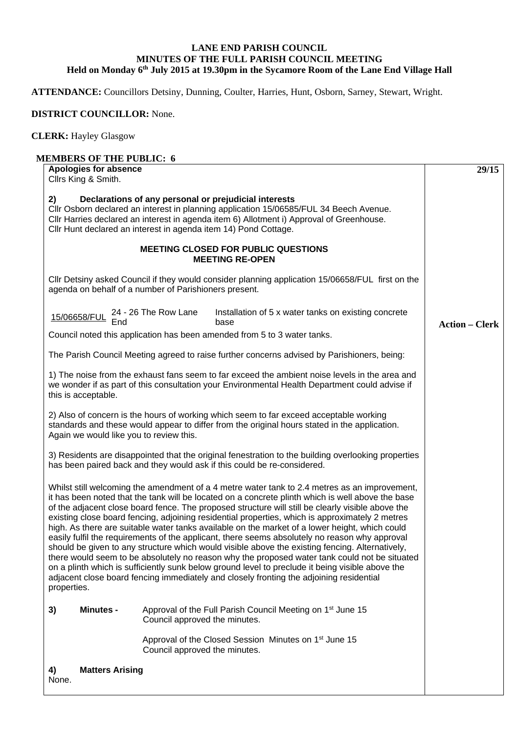**LANE END PARISH COUNCIL**
**MINUTES OF THE FULL PARISH COUNCIL MEETING**
**Held on Monday 6th July 2015 at 19.30pm in the Sycamore Room of the Lane End Village Hall**

**ATTENDANCE:** Councillors Detsiny, Dunning, Coulter, Harries, Hunt, Osborn, Sarney, Stewart, Wright.

**DISTRICT COUNCILLOR:** None.

**CLERK:** Hayley Glasgow

**MEMBERS OF THE PUBLIC: 6**

**Apologies for absence** — **29/15**

Cllrs King & Smith.

**2) Declarations of any personal or prejudicial interests**

Cllr Osborn declared an interest in planning application 15/06585/FUL 34 Beech Avenue.
Cllr Harries declared an interest in agenda item 6) Allotment i) Approval of Greenhouse.
Cllr Hunt declared an interest in agenda item 14) Pond Cottage.

**MEETING CLOSED FOR PUBLIC QUESTIONS**
**MEETING RE-OPEN**

Cllr Detsiny asked Council if they would consider planning application 15/06658/FUL first on the agenda on behalf of a number of Parishioners present.

| 15/06658/FUL | 24 - 26 The Row Lane End | Installation of 5 x water tanks on existing concrete base |
|---|---|---|

**Action – Clerk**

Council noted this application has been amended from 5 to 3 water tanks.

The Parish Council Meeting agreed to raise further concerns advised by Parishioners, being:

1) The noise from the exhaust fans seem to far exceed the ambient noise levels in the area and we wonder if as part of this consultation your Environmental Health Department could advise if this is acceptable.

2) Also of concern is the hours of working which seem to far exceed acceptable working standards and these would appear to differ from the original hours stated in the application. Again we would like you to review this.

3) Residents are disappointed that the original fenestration to the building overlooking properties has been paired back and they would ask if this could be re-considered.

Whilst still welcoming the amendment of a 4 metre water tank to 2.4 metres as an improvement, it has been noted that the tank will be located on a concrete plinth which is well above the base of the adjacent close board fence. The proposed structure will still be clearly visible above the existing close board fencing, adjoining residential properties, which is approximately 2 metres high. As there are suitable water tanks available on the market of a lower height, which could easily fulfil the requirements of the applicant, there seems absolutely no reason why approval should be given to any structure which would visible above the existing fencing. Alternatively, there would seem to be absolutely no reason why the proposed water tank could not be situated on a plinth which is sufficiently sunk below ground level to preclude it being visible above the adjacent close board fencing immediately and closely fronting the adjoining residential properties.

**3) Minutes -** Approval of the Full Parish Council Meeting on 1st June 15
Council approved the minutes.

Approval of the Closed Session Minutes on 1st June 15
Council approved the minutes.

**4) Matters Arising**

None.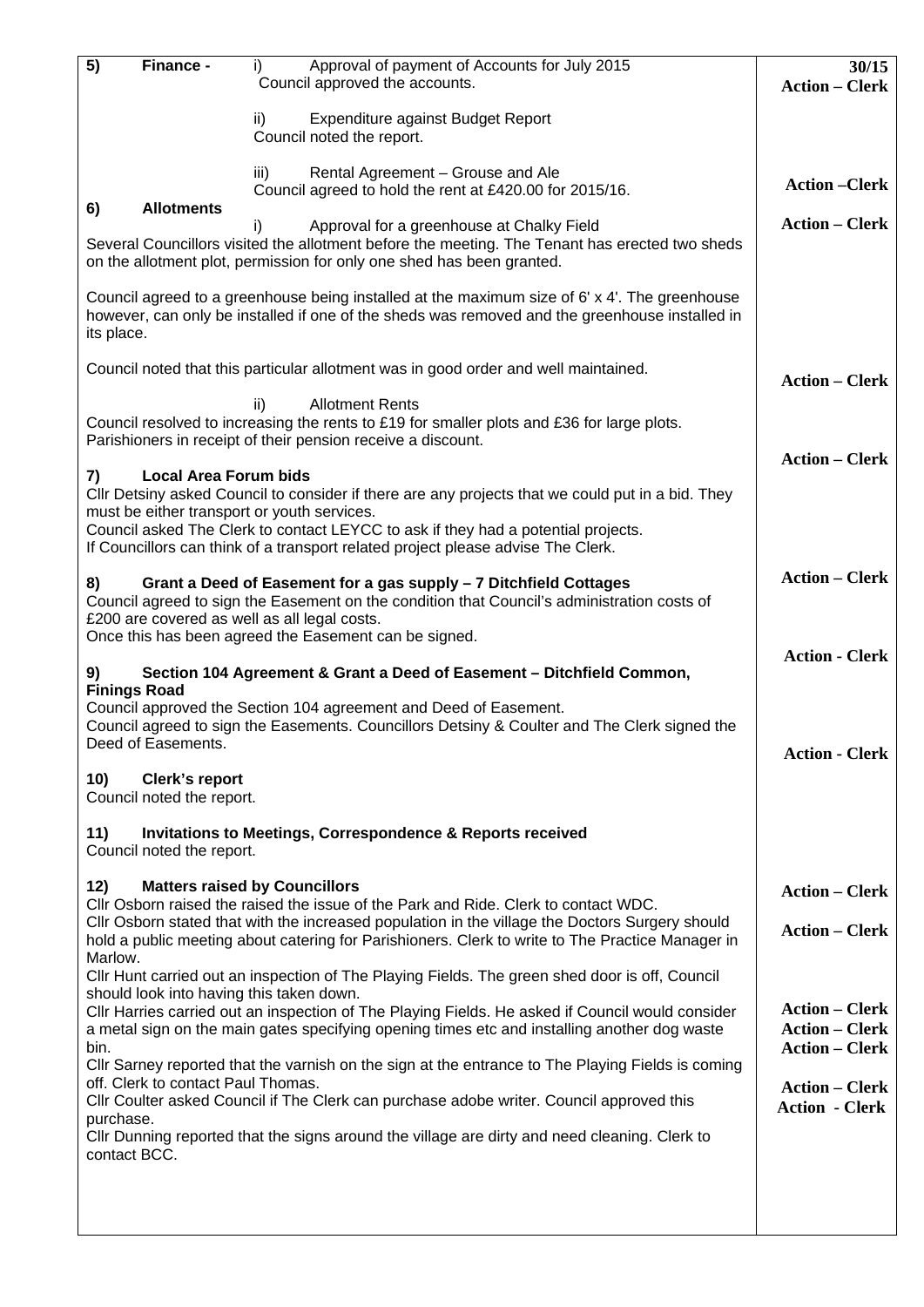| | |
|---|---|
| **5) Finance -** i) Approval of payment of Accounts for July 2015<br>Council approved the accounts. | **30/15**<br>**Action – Clerk** |
| ii) Expenditure against Budget Report<br>Council noted the report. | |
| iii) Rental Agreement – Grouse and Ale<br>Council agreed to hold the rent at £420.00 for 2015/16. | **Action –Clerk** |
| **6) Allotments**<br>i) Approval for a greenhouse at Chalky Field<br>Several Councillors visited the allotment before the meeting. The Tenant has erected two sheds on the allotment plot, permission for only one shed has been granted.<br><br>Council agreed to a greenhouse being installed at the maximum size of 6' x 4'. The greenhouse however, can only be installed if one of the sheds was removed and the greenhouse installed in its place.<br><br>Council noted that this particular allotment was in good order and well maintained. | **Action – Clerk** |
| ii) Allotment Rents<br>Council resolved to increasing the rents to £19 for smaller plots and £36 for large plots. Parishioners in receipt of their pension receive a discount. | **Action – Clerk** |
| **7) Local Area Forum bids**<br>Cllr Detsiny asked Council to consider if there are any projects that we could put in a bid. They must be either transport or youth services.<br>Council asked The Clerk to contact LEYCC to ask if they had a potential projects.<br>If Councillors can think of a transport related project please advise The Clerk. | **Action – Clerk** |
| **8) Grant a Deed of Easement for a gas supply – 7 Ditchfield Cottages**<br>Council agreed to sign the Easement on the condition that Council's administration costs of £200 are covered as well as all legal costs.<br>Once this has been agreed the Easement can be signed. | **Action – Clerk** |
| **9) Section 104 Agreement & Grant a Deed of Easement – Ditchfield Common, Finings Road**<br>Council approved the Section 104 agreement and Deed of Easement.<br>Council agreed to sign the Easements. Councillors Detsiny & Coulter and The Clerk signed the Deed of Easements. | **Action - Clerk** |
| **10) Clerk's report**<br>Council noted the report. | **Action - Clerk** |
| **11) Invitations to Meetings, Correspondence & Reports received**<br>Council noted the report. | |
| **12) Matters raised by Councillors**<br>Cllr Osborn raised the raised the issue of the Park and Ride. Clerk to contact WDC. | **Action – Clerk** |
| Cllr Osborn stated that with the increased population in the village the Doctors Surgery should hold a public meeting about catering for Parishioners. Clerk to write to The Practice Manager in Marlow. | **Action – Clerk** |
| Cllr Hunt carried out an inspection of The Playing Fields. The green shed door is off, Council should look into having this taken down. | **Action – Clerk** |
| Cllr Harries carried out an inspection of The Playing Fields. He asked if Council would consider a metal sign on the main gates specifying opening times etc and installing another dog waste bin. | **Action – Clerk**<br>**Action – Clerk** |
| Cllr Sarney reported that the varnish on the sign at the entrance to The Playing Fields is coming off. Clerk to contact Paul Thomas. | **Action – Clerk** |
| Cllr Coulter asked Council if The Clerk can purchase adobe writer. Council approved this purchase. | **Action - Clerk** |
| Cllr Dunning reported that the signs around the village are dirty and need cleaning. Clerk to contact BCC. | |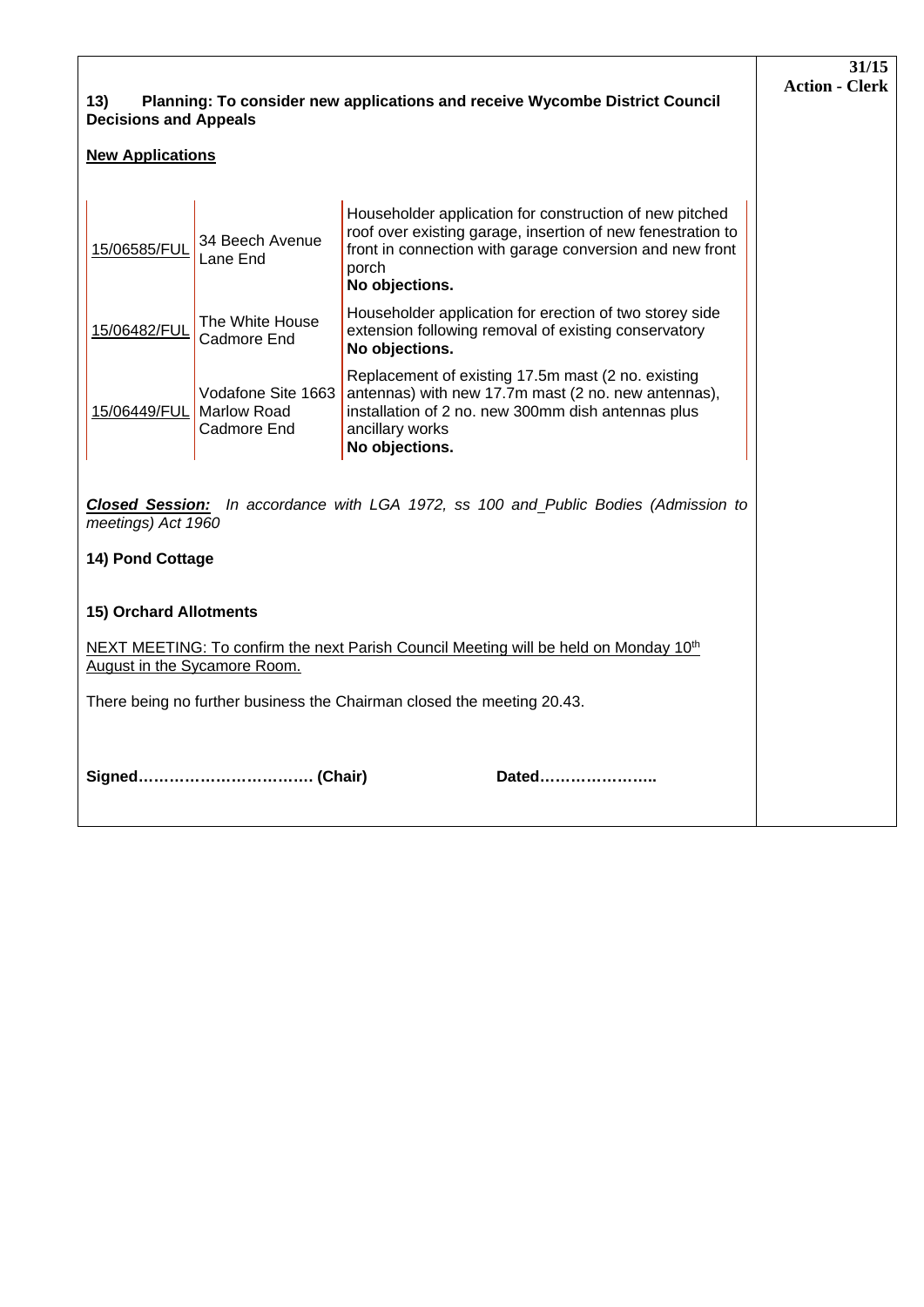**Action - Clerk**

**13) Planning: To consider new applications and receive Wycombe District Council Decisions and Appeals**

**New Applications**

| | | |
|---|---|---|
| 15/06585/FUL | 34 Beech Avenue Lane End | Householder application for construction of new pitched roof over existing garage, insertion of new fenestration to front in connection with garage conversion and new front porch **No objections.** |
| 15/06482/FUL | The White House Cadmore End | Householder application for erection of two storey side extension following removal of existing conservatory **No objections.** |
| 15/06449/FUL | Vodafone Site 1663 Marlow Road Cadmore End | Replacement of existing 17.5m mast (2 no. existing antennas) with new 17.7m mast (2 no. new antennas), installation of 2 no. new 300mm dish antennas plus ancillary works **No objections.** |

***Closed Session:*** *In accordance with LGA 1972, ss 100 and Public Bodies (Admission to meetings) Act 1960*

**14) Pond Cottage**

**15) Orchard Allotments**

NEXT MEETING: To confirm the next Parish Council Meeting will be held on Monday 10th August in the Sycamore Room.

There being no further business the Chairman closed the meeting 20.43.

**Signed…………………………… (Chair)** **Dated…………………..**